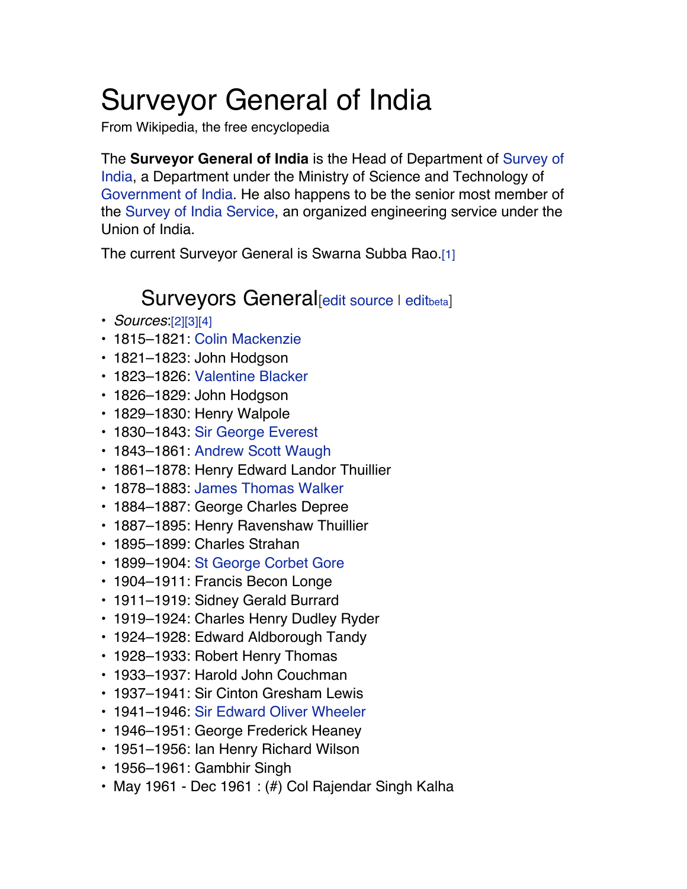# Surveyor General of India

From Wikipedia, the free encyclopedia

The **Surveyor General of India** is the Head of Department of Survey of India, a Department under the Ministry of Science and Technology of Government of India. He also happens to be the senior most member of the Survey of India Service, an organized engineering service under the Union of India.

The current Surveyor General is Swarna Subba Rao.[1]

## Surveyors General[edit source | editbeta]

- *Sources*:[2][3][4]
- 1815–1821: Colin Mackenzie
- 1821–1823: John Hodgson
- 1823–1826: Valentine Blacker
- 1826–1829: John Hodgson
- 1829–1830: Henry Walpole
- 1830–1843: Sir George Everest
- 1843–1861: Andrew Scott Waugh
- 1861–1878: Henry Edward Landor Thuillier
- 1878–1883: James Thomas Walker
- 1884–1887: George Charles Depree
- 1887–1895: Henry Ravenshaw Thuillier
- 1895–1899: Charles Strahan
- 1899–1904: St George Corbet Gore
- 1904–1911: Francis Becon Longe
- 1911–1919: Sidney Gerald Burrard
- 1919–1924: Charles Henry Dudley Ryder
- 1924–1928: Edward Aldborough Tandy
- 1928–1933: Robert Henry Thomas
- 1933–1937: Harold John Couchman
- 1937–1941: Sir Cinton Gresham Lewis
- 1941–1946: Sir Edward Oliver Wheeler
- 1946–1951: George Frederick Heaney
- 1951–1956: Ian Henry Richard Wilson
- 1956–1961: Gambhir Singh
- May 1961 - Dec 1961 : (#) Col Rajendar Singh Kalha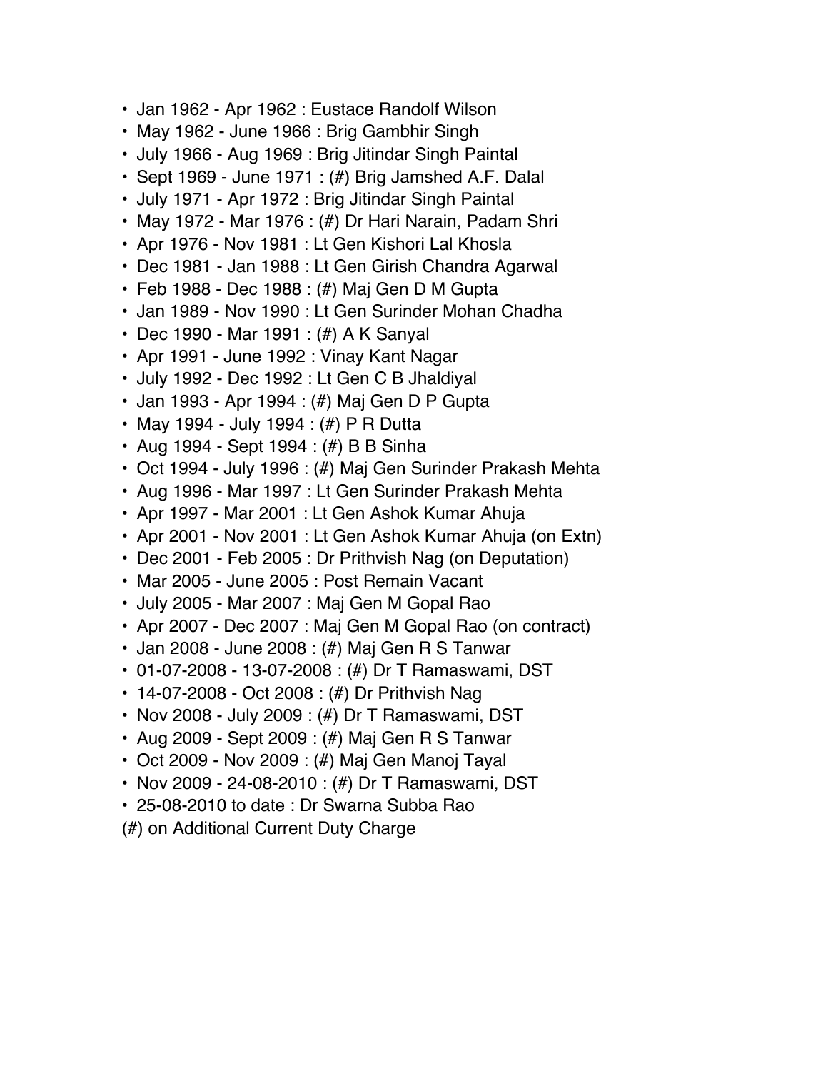- Jan 1962 - Apr 1962 : Eustace Randolf Wilson
- May 1962 - June 1966 : Brig Gambhir Singh
- July 1966 - Aug 1969 : Brig Jitindar Singh Paintal
- Sept 1969 - June 1971 : (#) Brig Jamshed A.F. Dalal
- July 1971 - Apr 1972 : Brig Jitindar Singh Paintal
- May 1972 - Mar 1976 : (#) Dr Hari Narain, Padam Shri
- Apr 1976 - Nov 1981 : Lt Gen Kishori Lal Khosla
- Dec 1981 - Jan 1988 : Lt Gen Girish Chandra Agarwal
- Feb 1988 - Dec 1988 : (#) Maj Gen D M Gupta
- Jan 1989 - Nov 1990 : Lt Gen Surinder Mohan Chadha
- Dec 1990 - Mar 1991 : (#) A K Sanyal
- Apr 1991 - June 1992 : Vinay Kant Nagar
- July 1992 - Dec 1992 : Lt Gen C B Jhaldiyal
- Jan 1993 - Apr 1994 : (#) Maj Gen D P Gupta
- May 1994 - July 1994 : (#) P R Dutta
- Aug 1994 - Sept 1994 : (#) B B Sinha
- Oct 1994 - July 1996 : (#) Maj Gen Surinder Prakash Mehta
- Aug 1996 - Mar 1997 : Lt Gen Surinder Prakash Mehta
- Apr 1997 - Mar 2001 : Lt Gen Ashok Kumar Ahuja
- Apr 2001 - Nov 2001 : Lt Gen Ashok Kumar Ahuja (on Extn)
- Dec 2001 - Feb 2005 : Dr Prithvish Nag (on Deputation)
- Mar 2005 - June 2005 : Post Remain Vacant
- July 2005 - Mar 2007 : Maj Gen M Gopal Rao
- Apr 2007 - Dec 2007 : Maj Gen M Gopal Rao (on contract)
- Jan 2008 - June 2008 : (#) Maj Gen R S Tanwar
- 01-07-2008 - 13-07-2008 : (#) Dr T Ramaswami, DST
- 14-07-2008 - Oct 2008 : (#) Dr Prithvish Nag
- Nov 2008 - July 2009 : (#) Dr T Ramaswami, DST
- Aug 2009 - Sept 2009 : (#) Maj Gen R S Tanwar
- Oct 2009 - Nov 2009 : (#) Maj Gen Manoj Tayal
- Nov 2009 - 24-08-2010 : (#) Dr T Ramaswami, DST
- 25-08-2010 to date : Dr Swarna Subba Rao

(#) on Additional Current Duty Charge